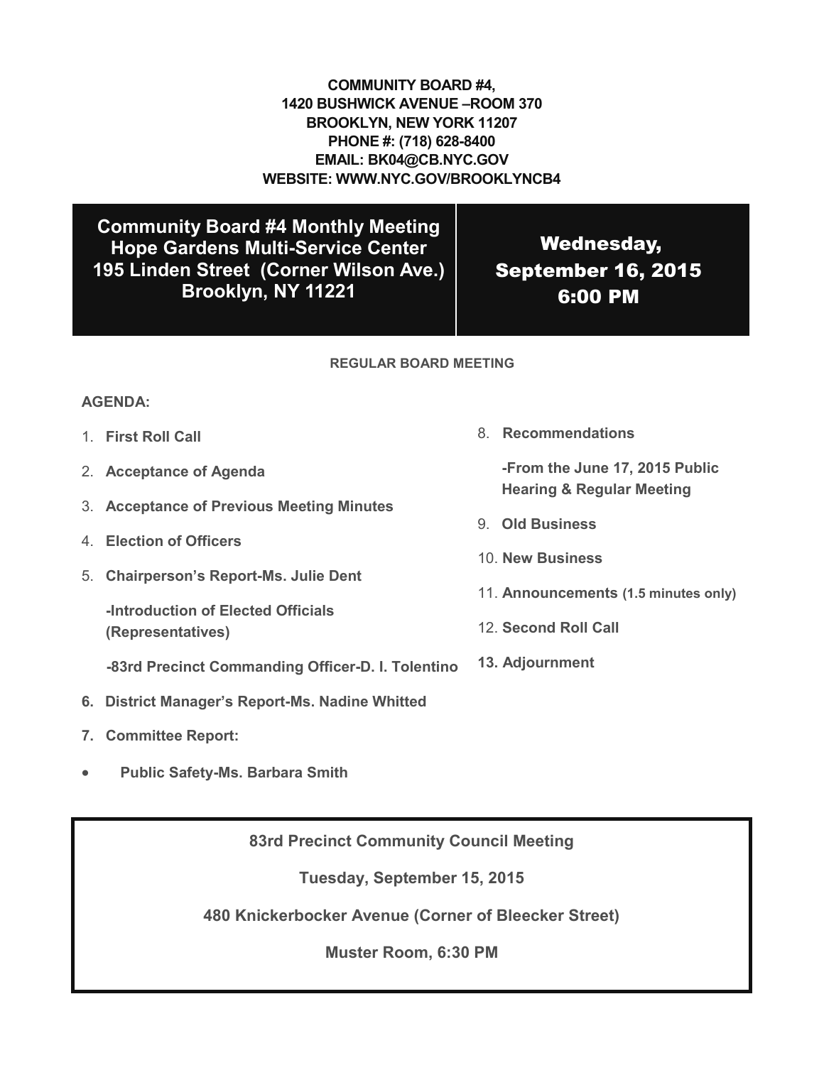**COMMUNITY BOARD #4,**
**1420 BUSHWICK AVENUE –ROOM 370**
**BROOKLYN, NEW YORK 11207**
**PHONE #: (718) 628-8400**
**EMAIL: BK04@CB.NYC.GOV**
**WEBSITE: WWW.NYC.GOV/BROOKLYNCB4**

| Community Board #4 Monthly Meeting<br>Hope Gardens Multi-Service Center<br>195 Linden Street (Corner Wilson Ave.)<br>Brooklyn, NY 11221 | Wednesday,<br>September 16, 2015<br>6:00 PM |
| --- | --- |

**REGULAR BOARD MEETING**

**AGENDA:**

1. **First Roll Call**
2. **Acceptance of Agenda**
3. **Acceptance of Previous Meeting Minutes**
4. **Election of Officers**
5. **Chairperson's Report-Ms. Julie Dent**

   **-Introduction of Elected Officials (Representatives)**

   **-83rd Precinct Commanding Officer-D. I. Tolentino**
6. **District Manager's Report-Ms. Nadine Whitted**
7. **Committee Report:**
   - **Public Safety-Ms. Barbara Smith**
8. **Recommendations**

   **-From the June 17, 2015 Public Hearing & Regular Meeting**
9. **Old Business**
10. **New Business**
11. **Announcements (1.5 minutes only)**
12. **Second Roll Call**
13. **Adjournment**

---

**83rd Precinct Community Council Meeting**

**Tuesday, September 15, 2015**

**480 Knickerbocker Avenue (Corner of Bleecker Street)**

**Muster Room, 6:30 PM**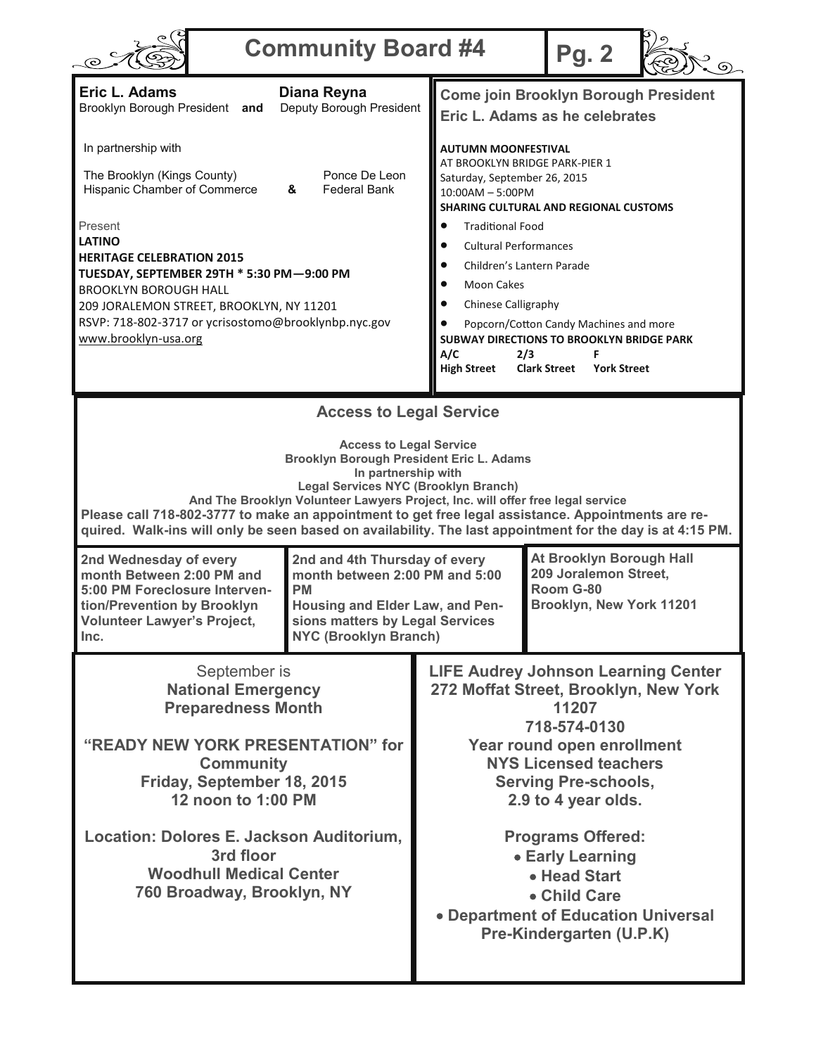# Community Board #4

**Eric L. Adams** Brooklyn Borough President **and** **Diana Reyna** Deputy Borough President

In partnership with

The Brooklyn (Kings County) Hispanic Chamber of Commerce **&** Ponce De Leon Federal Bank

Present

**LATINO**

**HERITAGE CELEBRATION 2015**

**TUESDAY, SEPTEMBER 29TH * 5:30 PM—9:00 PM**

BROOKLYN BOROUGH HALL

209 JORALEMON STREET, BROOKLYN, NY 11201

RSVP: 718-802-3717 or ycrisostomo@brooklynbp.nyc.gov

www.brooklyn-usa.org

**Come join Brooklyn Borough President Eric L. Adams as he celebrates**

**AUTUMN MOONFESTIVAL**

AT BROOKLYN BRIDGE PARK-PIER 1

Saturday, September 26, 2015

10:00AM – 5:00PM

**SHARING CULTURAL AND REGIONAL CUSTOMS**

- Traditional Food
- Cultural Performances
- Children's Lantern Parade
- Moon Cakes
- Chinese Calligraphy
- Popcorn/Cotton Candy Machines and more

**SUBWAY DIRECTIONS TO BROOKLYN BRIDGE PARK**

| A/C | 2/3 | F |
|---|---|---|
| High Street | Clark Street | York Street |

## Access to Legal Service

**Access to Legal Service**
**Brooklyn Borough President Eric L. Adams**
**In partnership with**
**Legal Services NYC (Brooklyn Branch)**
**And The Brooklyn Volunteer Lawyers Project, Inc. will offer free legal service**

**Please call 718-802-3777 to make an appointment to get free legal assistance. Appointments are required. Walk-ins will only be seen based on availability. The last appointment for the day is at 4:15 PM.**

**2nd Wednesday of every month Between 2:00 PM and 5:00 PM Foreclosure Intervention/Prevention by Brooklyn Volunteer Lawyer's Project, Inc.**

**2nd and 4th Thursday of every month between 2:00 PM and 5:00 PM Housing and Elder Law, and Pensions matters by Legal Services NYC (Brooklyn Branch)**

**At Brooklyn Borough Hall 209 Joralemon Street, Room G-80 Brooklyn, New York 11201**

September is
**National Emergency Preparedness Month**

**"READY NEW YORK PRESENTATION" for Community**
**Friday, September 18, 2015**
**12 noon to 1:00 PM**

**Location: Dolores E. Jackson Auditorium, 3rd floor**
**Woodhull Medical Center**
**760 Broadway, Brooklyn, NY**

**LIFE Audrey Johnson Learning Center**
**272 Moffat Street, Brooklyn, New York 11207**
**718-574-0130**
**Year round open enrollment**
**NYS Licensed teachers**
**Serving Pre-schools, 2.9 to 4 year olds.**

**Programs Offered:**

- **Early Learning**
- **Head Start**
- **Child Care**
- **Department of Education Universal Pre-Kindergarten (U.P.K)**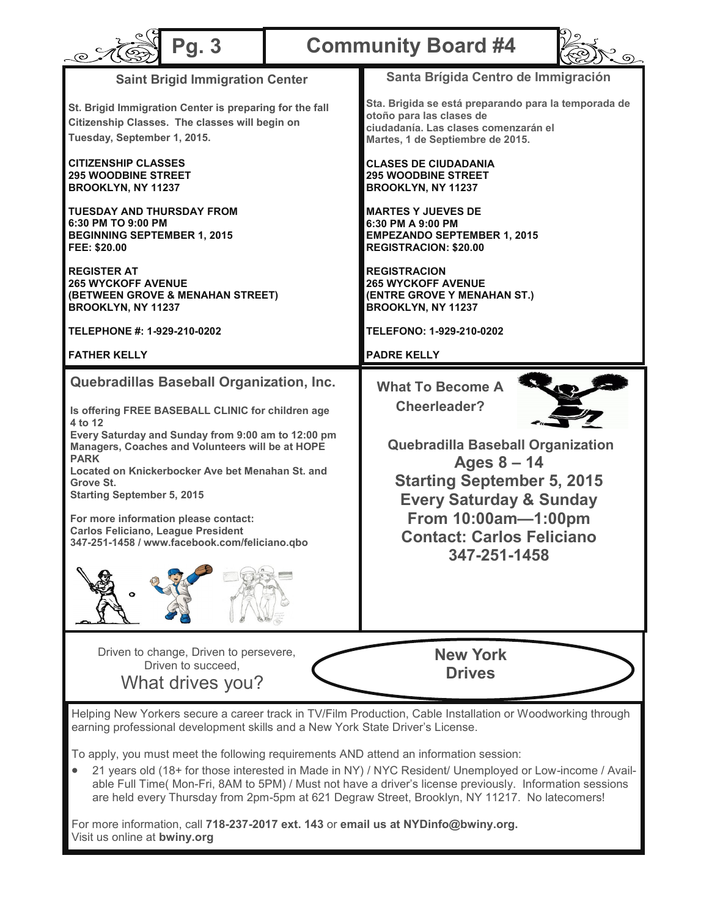# Community Board #4

## Saint Brigid Immigration Center

**St. Brigid Immigration Center is preparing for the fall Citizenship Classes. The classes will begin on Tuesday, September 1, 2015.**

**CITIZENSHIP CLASSES**
**295 WOODBINE STREET**
**BROOKLYN, NY 11237**

**TUESDAY AND THURSDAY FROM**
**6:30 PM TO 9:00 PM**
**BEGINNING SEPTEMBER 1, 2015**
**FEE: $20.00**

**REGISTER AT**
**265 WYCKOFF AVENUE**
**(BETWEEN GROVE & MENAHAN STREET)**
**BROOKLYN, NY 11237**

**TELEPHONE #: 1-929-210-0202**

**FATHER KELLY**

## Santa Brígida Centro de Immigración

**Sta. Brigida se está preparando para la temporada de otoño para las clases de ciudadanía. Las clases comenzarán el Martes, 1 de Septiembre de 2015.**

**CLASES DE CIUDADANIA**
**295 WOODBINE STREET**
**BROOKLYN, NY 11237**

**MARTES Y JUEVES DE**
**6:30 PM A 9:00 PM**
**EMPEZANDO SEPTEMBER 1, 2015**
**REGISTRACION: $20.00**

**REGISTRACION**
**265 WYCKOFF AVENUE**
**(ENTRE GROVE Y MENAHAN ST.)**
**BROOKLYN, NY 11237**

**TELEFONO: 1-929-210-0202**

**PADRE KELLY**

## Quebradillas Baseball Organization, Inc.

**Is offering FREE BASEBALL CLINIC for children age 4 to 12**
**Every Saturday and Sunday from 9:00 am to 12:00 pm**
**Managers, Coaches and Volunteers will be at HOPE PARK**
**Located on Knickerbocker Ave bet Menahan St. and Grove St.**
**Starting September 5, 2015**

**For more information please contact:**
**Carlos Feliciano, League President**
**347-251-1458 / www.facebook.com/feliciano.qbo**

## What To Become A Cheerleader?

**Quebradilla Baseball Organization**
**Ages 8 – 14**
**Starting September 5, 2015**
**Every Saturday & Sunday**
**From 10:00am—1:00pm**
**Contact: Carlos Feliciano**
**347-251-1458**

Driven to change, Driven to persevere,
Driven to succeed,
What drives you?

## New York Drives

Helping New Yorkers secure a career track in TV/Film Production, Cable Installation or Woodworking through earning professional development skills and a New York State Driver's License.

To apply, you must meet the following requirements AND attend an information session:

- 21 years old (18+ for those interested in Made in NY) / NYC Resident/ Unemployed or Low-income / Available Full Time( Mon-Fri, 8AM to 5PM) / Must not have a driver's license previously. Information sessions are held every Thursday from 2pm-5pm at 621 Degraw Street, Brooklyn, NY 11217. No latecomers!

For more information, call **718-237-2017 ext. 143** or **email us at NYDinfo@bwiny.org.**
Visit us online at **bwiny.org**